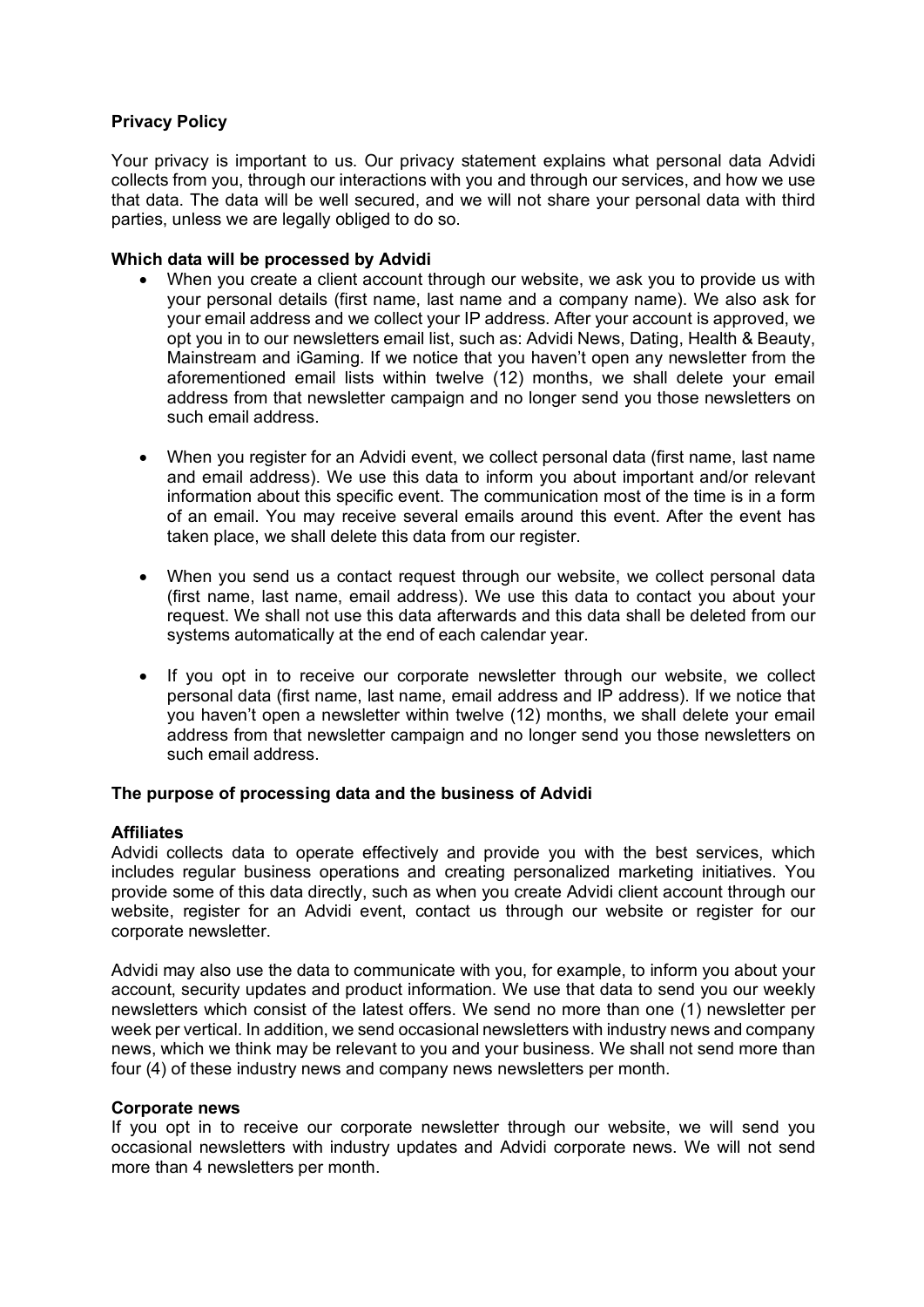**Privacy Policy**

Your privacy is important to us. Our privacy statement explains what personal data Advidi collects from you, through our interactions with you and through our services, and how we use that data. The data will be well secured, and we will not share your personal data with third parties, unless we are legally obliged to do so.

**Which data will be processed by Advidi**

- When you create a client account through our website, we ask you to provide us with your personal details (first name, last name and a company name). We also ask for your email address and we collect your IP address. After your account is approved, we opt you in to our newsletters email list, such as: Advidi News, Dating, Health & Beauty, Mainstream and iGaming. If we notice that you haven't open any newsletter from the aforementioned email lists within twelve (12) months, we shall delete your email address from that newsletter campaign and no longer send you those newsletters on such email address.

- When you register for an Advidi event, we collect personal data (first name, last name and email address). We use this data to inform you about important and/or relevant information about this specific event. The communication most of the time is in a form of an email. You may receive several emails around this event. After the event has taken place, we shall delete this data from our register.

- When you send us a contact request through our website, we collect personal data (first name, last name, email address). We use this data to contact you about your request. We shall not use this data afterwards and this data shall be deleted from our systems automatically at the end of each calendar year.

- If you opt in to receive our corporate newsletter through our website, we collect personal data (first name, last name, email address and IP address). If we notice that you haven't open a newsletter within twelve (12) months, we shall delete your email address from that newsletter campaign and no longer send you those newsletters on such email address.

**The purpose of processing data and the business of Advidi**

**Affiliates**

Advidi collects data to operate effectively and provide you with the best services, which includes regular business operations and creating personalized marketing initiatives. You provide some of this data directly, such as when you create Advidi client account through our website, register for an Advidi event, contact us through our website or register for our corporate newsletter.

Advidi may also use the data to communicate with you, for example, to inform you about your account, security updates and product information. We use that data to send you our weekly newsletters which consist of the latest offers. We send no more than one (1) newsletter per week per vertical. In addition, we send occasional newsletters with industry news and company news, which we think may be relevant to you and your business. We shall not send more than four (4) of these industry news and company news newsletters per month.

**Corporate news**

If you opt in to receive our corporate newsletter through our website, we will send you occasional newsletters with industry updates and Advidi corporate news. We will not send more than 4 newsletters per month.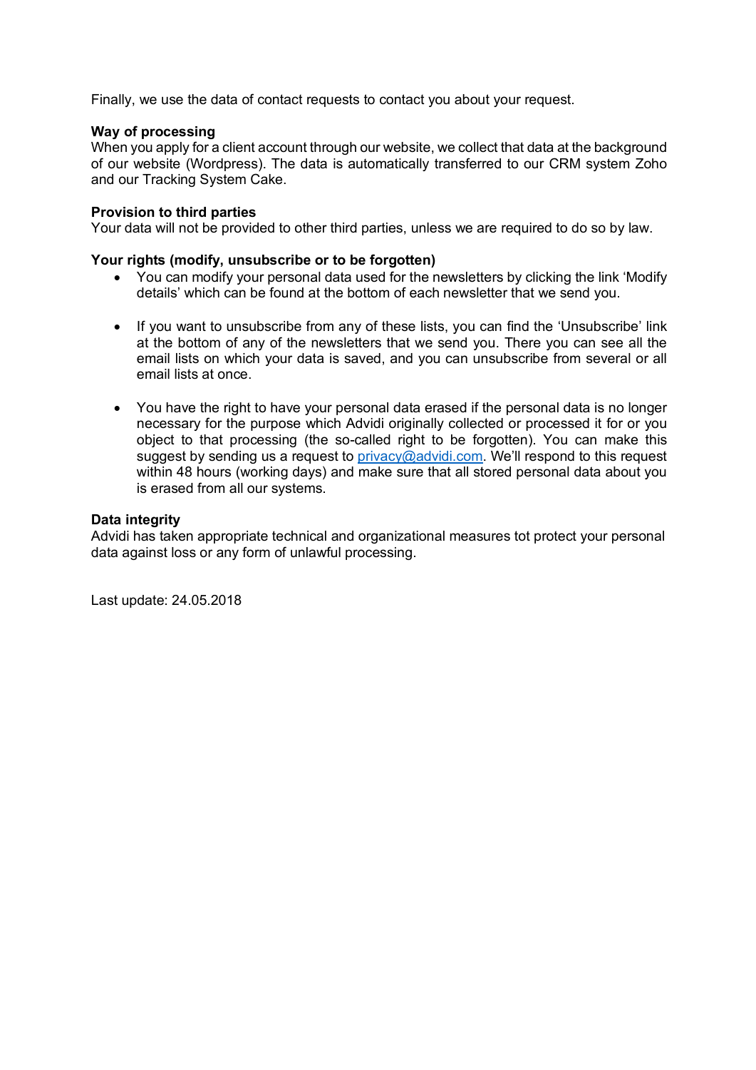Finally, we use the data of contact requests to contact you about your request.

**Way of processing**
When you apply for a client account through our website, we collect that data at the background of our website (Wordpress). The data is automatically transferred to our CRM system Zoho and our Tracking System Cake.

**Provision to third parties**
Your data will not be provided to other third parties, unless we are required to do so by law.

**Your rights (modify, unsubscribe or to be forgotten)**

- You can modify your personal data used for the newsletters by clicking the link 'Modify details' which can be found at the bottom of each newsletter that we send you.

- If you want to unsubscribe from any of these lists, you can find the 'Unsubscribe' link at the bottom of any of the newsletters that we send you. There you can see all the email lists on which your data is saved, and you can unsubscribe from several or all email lists at once.

- You have the right to have your personal data erased if the personal data is no longer necessary for the purpose which Advidi originally collected or processed it for or you object to that processing (the so-called right to be forgotten). You can make this suggest by sending us a request to privacy@advidi.com. We'll respond to this request within 48 hours (working days) and make sure that all stored personal data about you is erased from all our systems.

**Data integrity**
Advidi has taken appropriate technical and organizational measures tot protect your personal data against loss or any form of unlawful processing.

Last update: 24.05.2018